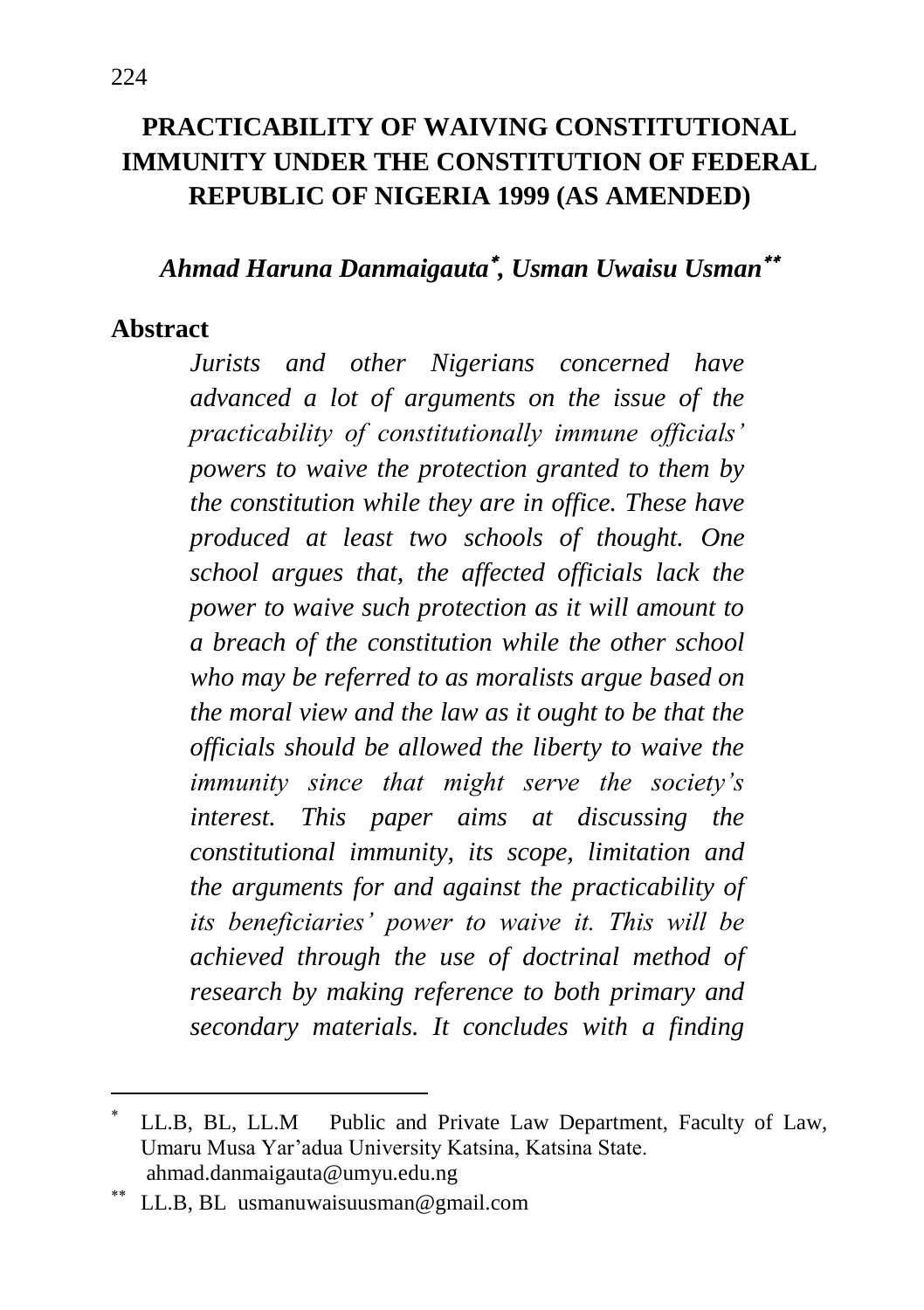# PRACTICABILITY OF WAIVING CONSTITUTIONAL IMMUNITY UNDER THE CONSTITUTION OF FEDERAL REPUBLIC OF NIGERIA 1999 (AS AMENDED)

***Ahmad Haruna Danmaigauta*[*]*, Usman Uwaisu Usman*[**]***

## Abstract

*Jurists and other Nigerians concerned have advanced a lot of arguments on the issue of the practicability of constitutionally immune officials' powers to waive the protection granted to them by the constitution while they are in office. These have produced at least two schools of thought. One school argues that, the affected officials lack the power to waive such protection as it will amount to a breach of the constitution while the other school who may be referred to as moralists argue based on the moral view and the law as it ought to be that the officials should be allowed the liberty to waive the immunity since that might serve the society's interest. This paper aims at discussing the constitutional immunity, its scope, limitation and the arguments for and against the practicability of its beneficiaries' power to waive it. This will be achieved through the use of doctrinal method of research by making reference to both primary and secondary materials. It concludes with a finding*

---

[*] LL.B, BL, LL.M Public and Private Law Department, Faculty of Law, Umaru Musa Yar'adua University Katsina, Katsina State. ahmad.danmaigauta@umyu.edu.ng

[**] LL.B, BL usmanuwaisuusman@gmail.com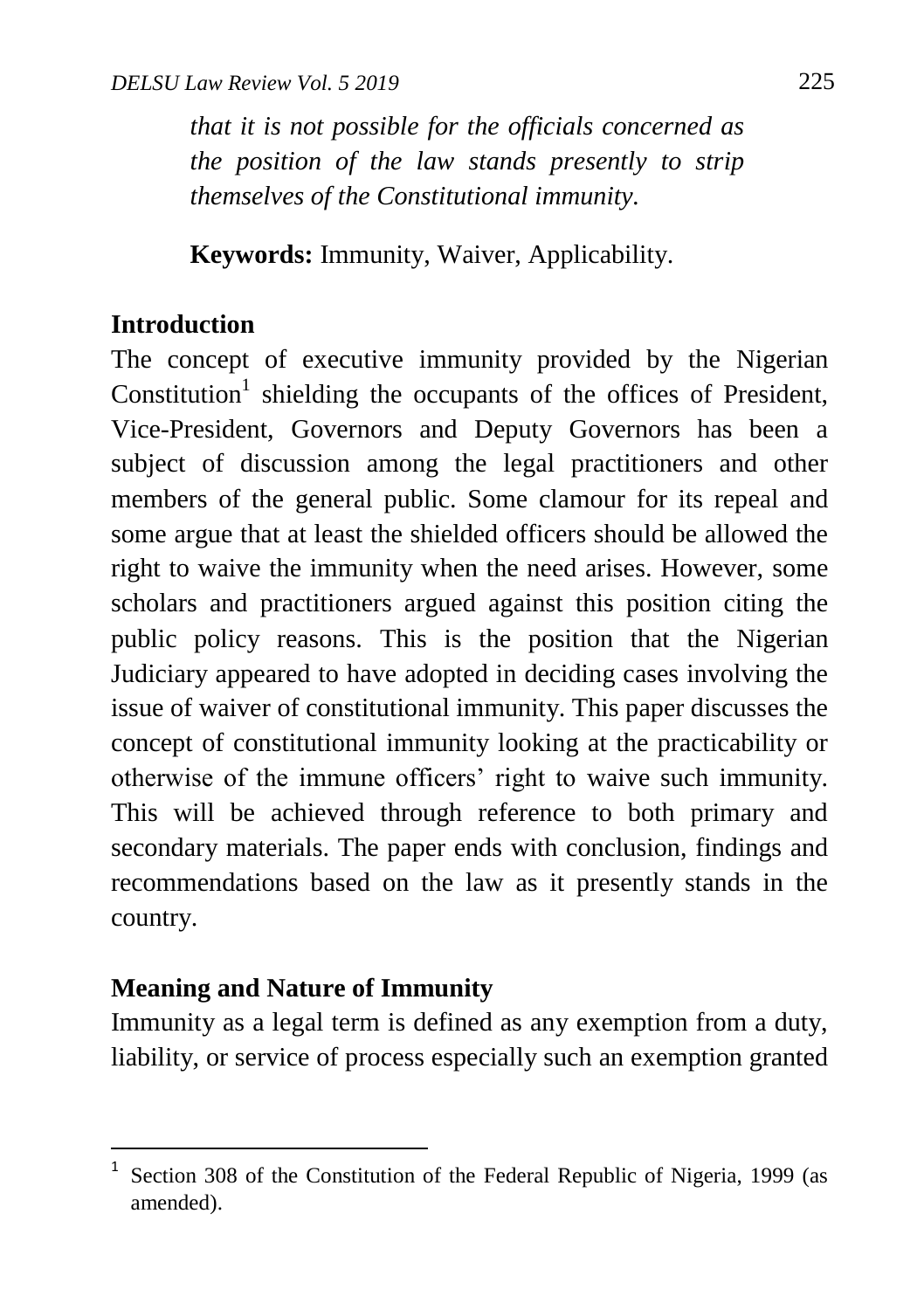*that it is not possible for the officials concerned as the position of the law stands presently to strip themselves of the Constitutional immunity.*

**Keywords:** Immunity, Waiver, Applicability.

## Introduction

The concept of executive immunity provided by the Nigerian Constitution[1] shielding the occupants of the offices of President, Vice-President, Governors and Deputy Governors has been a subject of discussion among the legal practitioners and other members of the general public. Some clamour for its repeal and some argue that at least the shielded officers should be allowed the right to waive the immunity when the need arises. However, some scholars and practitioners argued against this position citing the public policy reasons. This is the position that the Nigerian Judiciary appeared to have adopted in deciding cases involving the issue of waiver of constitutional immunity. This paper discusses the concept of constitutional immunity looking at the practicability or otherwise of the immune officers' right to waive such immunity. This will be achieved through reference to both primary and secondary materials. The paper ends with conclusion, findings and recommendations based on the law as it presently stands in the country.

## Meaning and Nature of Immunity

Immunity as a legal term is defined as any exemption from a duty, liability, or service of process especially such an exemption granted

---

[1] Section 308 of the Constitution of the Federal Republic of Nigeria, 1999 (as amended).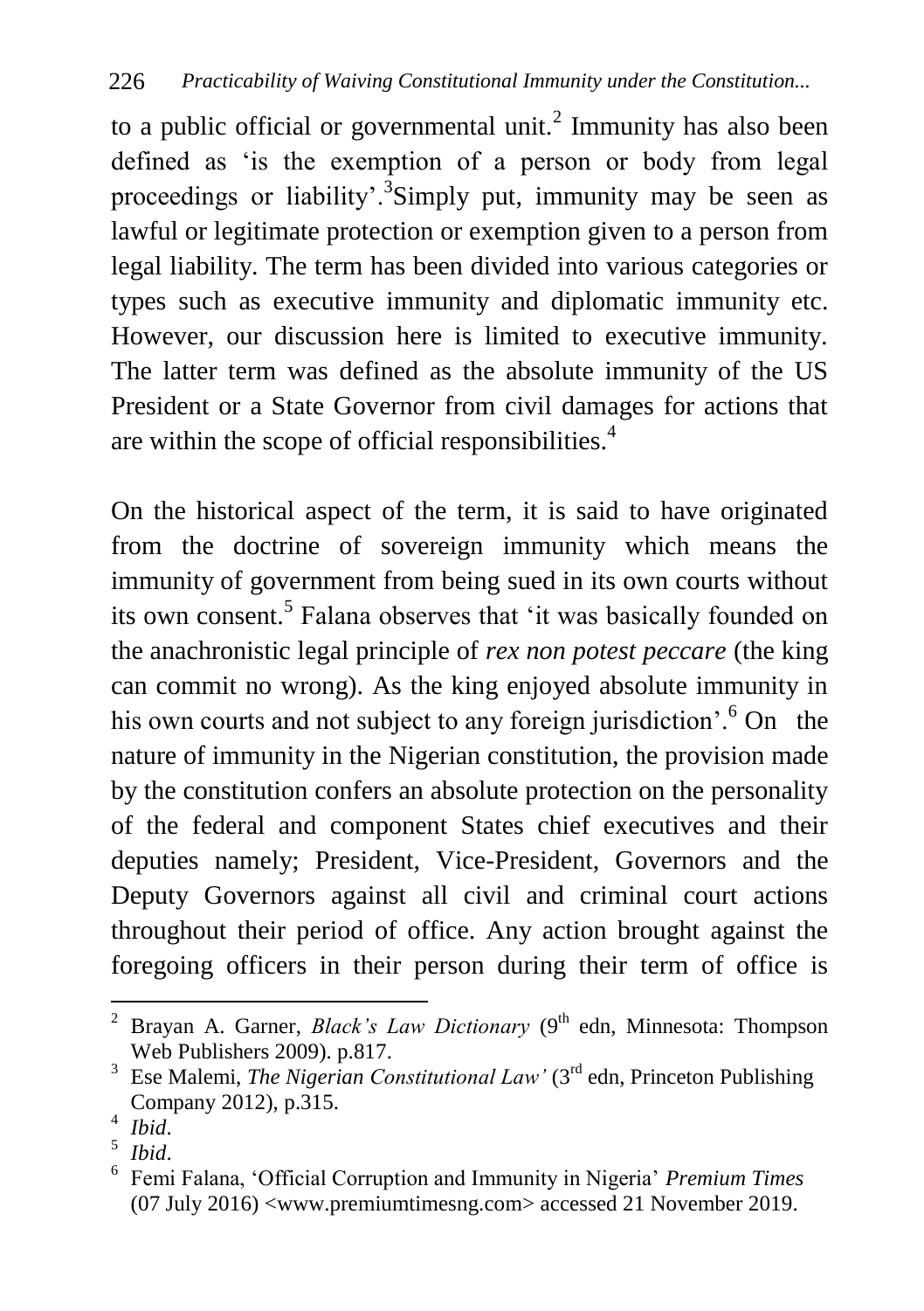to a public official or governmental unit.[2] Immunity has also been defined as 'is the exemption of a person or body from legal proceedings or liability'.[3]Simply put, immunity may be seen as lawful or legitimate protection or exemption given to a person from legal liability. The term has been divided into various categories or types such as executive immunity and diplomatic immunity etc. However, our discussion here is limited to executive immunity. The latter term was defined as the absolute immunity of the US President or a State Governor from civil damages for actions that are within the scope of official responsibilities.[4]

On the historical aspect of the term, it is said to have originated from the doctrine of sovereign immunity which means the immunity of government from being sued in its own courts without its own consent.[5] Falana observes that 'it was basically founded on the anachronistic legal principle of *rex non potest peccare* (the king can commit no wrong). As the king enjoyed absolute immunity in his own courts and not subject to any foreign jurisdiction'.[6] On the nature of immunity in the Nigerian constitution, the provision made by the constitution confers an absolute protection on the personality of the federal and component States chief executives and their deputies namely; President, Vice-President, Governors and the Deputy Governors against all civil and criminal court actions throughout their period of office. Any action brought against the foregoing officers in their person during their term of office is

---

[2] Brayan A. Garner, *Black's Law Dictionary* (9th edn, Minnesota: Thompson Web Publishers 2009). p.817.

[3] Ese Malemi, *The Nigerian Constitutional Law'* (3rd edn, Princeton Publishing Company 2012), p.315.

[4] *Ibid*.

[5] *Ibid*.

[6] Femi Falana, 'Official Corruption and Immunity in Nigeria' *Premium Times* (07 July 2016) <www.premiumtimesng.com> accessed 21 November 2019.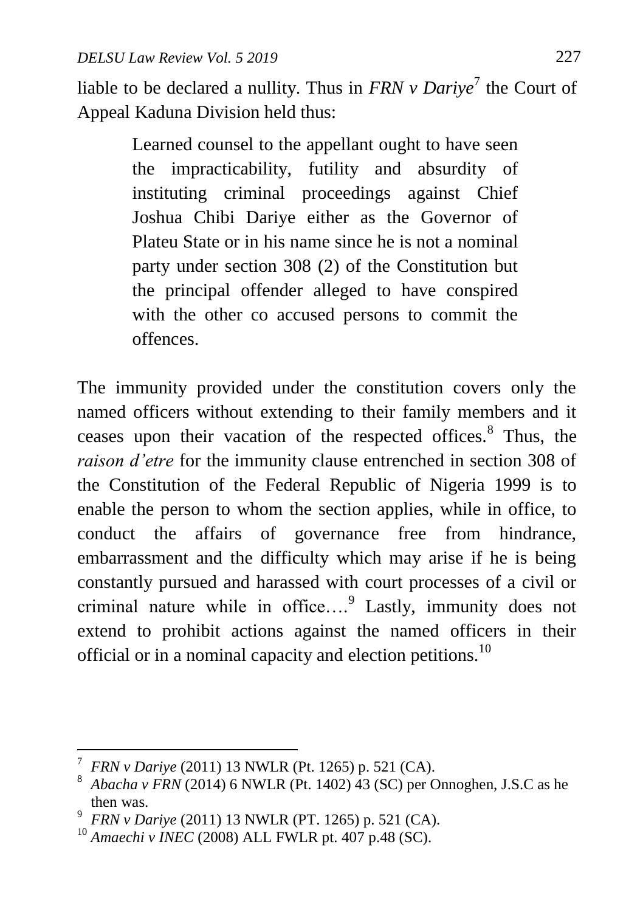liable to be declared a nullity. Thus in *FRN v Dariye*[7] the Court of Appeal Kaduna Division held thus:

> Learned counsel to the appellant ought to have seen the impracticability, futility and absurdity of instituting criminal proceedings against Chief Joshua Chibi Dariye either as the Governor of Plateu State or in his name since he is not a nominal party under section 308 (2) of the Constitution but the principal offender alleged to have conspired with the other co accused persons to commit the offences.

The immunity provided under the constitution covers only the named officers without extending to their family members and it ceases upon their vacation of the respected offices.[8] Thus, the *raison d'etre* for the immunity clause entrenched in section 308 of the Constitution of the Federal Republic of Nigeria 1999 is to enable the person to whom the section applies, while in office, to conduct the affairs of governance free from hindrance, embarrassment and the difficulty which may arise if he is being constantly pursued and harassed with court processes of a civil or criminal nature while in office….[9] Lastly, immunity does not extend to prohibit actions against the named officers in their official or in a nominal capacity and election petitions.[10]

---

[7] *FRN v Dariye* (2011) 13 NWLR (Pt. 1265) p. 521 (CA).

[8] *Abacha v FRN* (2014) 6 NWLR (Pt. 1402) 43 (SC) per Onnoghen, J.S.C as he then was.

[9] *FRN v Dariye* (2011) 13 NWLR (PT. 1265) p. 521 (CA).

[10] *Amaechi v INEC* (2008) ALL FWLR pt. 407 p.48 (SC).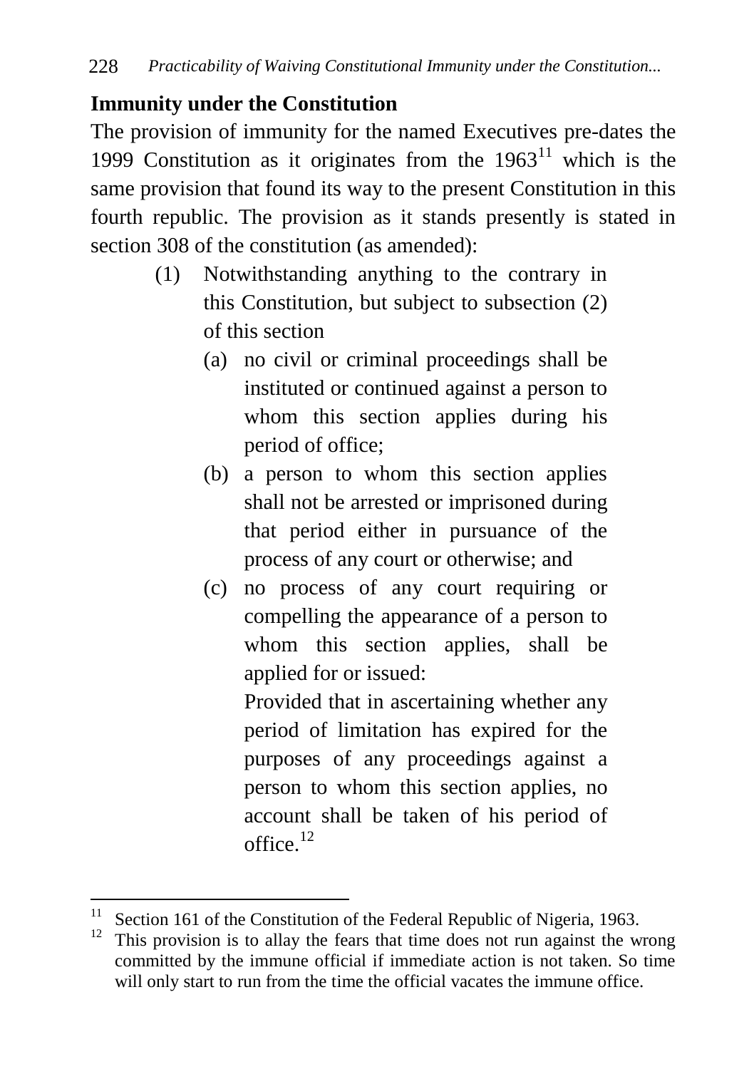## Immunity under the Constitution

The provision of immunity for the named Executives pre-dates the 1999 Constitution as it originates from the 1963[11] which is the same provision that found its way to the present Constitution in this fourth republic. The provision as it stands presently is stated in section 308 of the constitution (as amended):

> (1) Notwithstanding anything to the contrary in this Constitution, but subject to subsection (2) of this section
>
> (a) no civil or criminal proceedings shall be instituted or continued against a person to whom this section applies during his period of office;
>
> (b) a person to whom this section applies shall not be arrested or imprisoned during that period either in pursuance of the process of any court or otherwise; and
>
> (c) no process of any court requiring or compelling the appearance of a person to whom this section applies, shall be applied for or issued:
>
> Provided that in ascertaining whether any period of limitation has expired for the purposes of any proceedings against a person to whom this section applies, no account shall be taken of his period of office.[12]

---

[11] Section 161 of the Constitution of the Federal Republic of Nigeria, 1963.

[12] This provision is to allay the fears that time does not run against the wrong committed by the immune official if immediate action is not taken. So time will only start to run from the time the official vacates the immune office.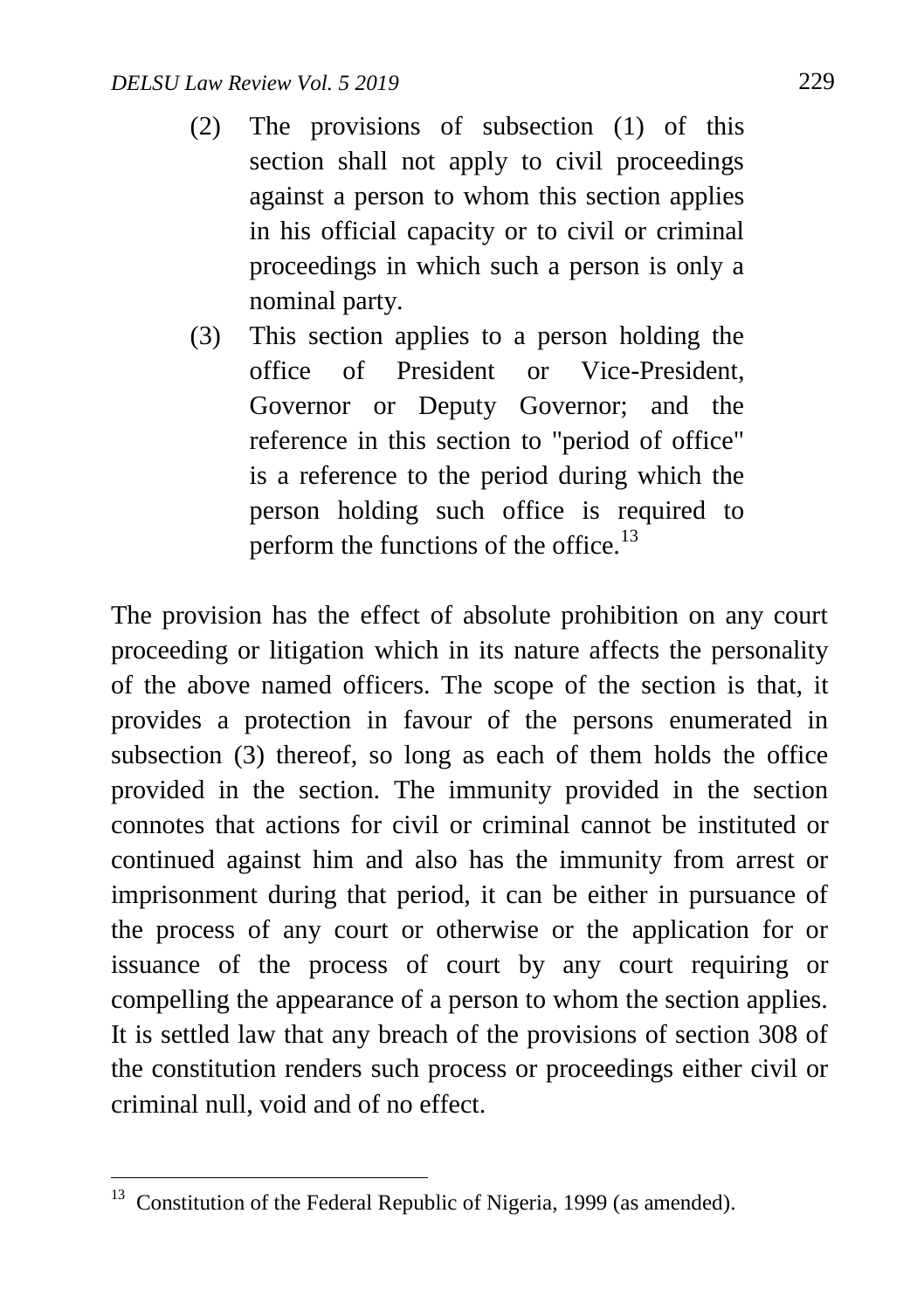(2) The provisions of subsection (1) of this section shall not apply to civil proceedings against a person to whom this section applies in his official capacity or to civil or criminal proceedings in which such a person is only a nominal party.

(3) This section applies to a person holding the office of President or Vice-President, Governor or Deputy Governor; and the reference in this section to "period of office" is a reference to the period during which the person holding such office is required to perform the functions of the office.[13]

The provision has the effect of absolute prohibition on any court proceeding or litigation which in its nature affects the personality of the above named officers. The scope of the section is that, it provides a protection in favour of the persons enumerated in subsection (3) thereof, so long as each of them holds the office provided in the section. The immunity provided in the section connotes that actions for civil or criminal cannot be instituted or continued against him and also has the immunity from arrest or imprisonment during that period, it can be either in pursuance of the process of any court or otherwise or the application for or issuance of the process of court by any court requiring or compelling the appearance of a person to whom the section applies. It is settled law that any breach of the provisions of section 308 of the constitution renders such process or proceedings either civil or criminal null, void and of no effect.

[13] Constitution of the Federal Republic of Nigeria, 1999 (as amended).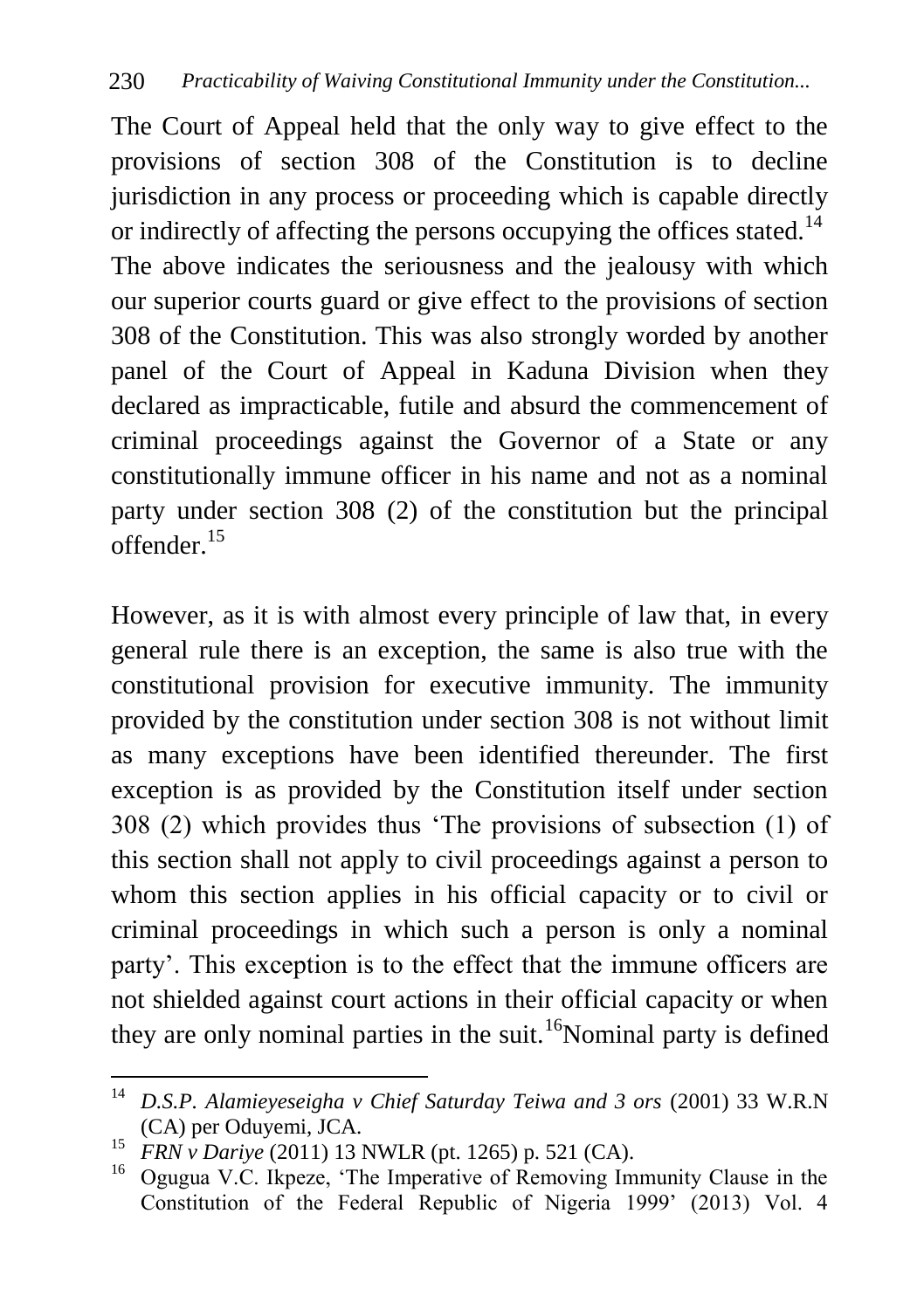The Court of Appeal held that the only way to give effect to the provisions of section 308 of the Constitution is to decline jurisdiction in any process or proceeding which is capable directly or indirectly of affecting the persons occupying the offices stated.[14] The above indicates the seriousness and the jealousy with which our superior courts guard or give effect to the provisions of section 308 of the Constitution. This was also strongly worded by another panel of the Court of Appeal in Kaduna Division when they declared as impracticable, futile and absurd the commencement of criminal proceedings against the Governor of a State or any constitutionally immune officer in his name and not as a nominal party under section 308 (2) of the constitution but the principal offender.[15]

However, as it is with almost every principle of law that, in every general rule there is an exception, the same is also true with the constitutional provision for executive immunity. The immunity provided by the constitution under section 308 is not without limit as many exceptions have been identified thereunder. The first exception is as provided by the Constitution itself under section 308 (2) which provides thus 'The provisions of subsection (1) of this section shall not apply to civil proceedings against a person to whom this section applies in his official capacity or to civil or criminal proceedings in which such a person is only a nominal party'. This exception is to the effect that the immune officers are not shielded against court actions in their official capacity or when they are only nominal parties in the suit.[16]Nominal party is defined

---

[14] *D.S.P. Alamieyeseigha v Chief Saturday Teiwa and 3 ors* (2001) 33 W.R.N (CA) per Oduyemi, JCA.

[15] *FRN v Dariye* (2011) 13 NWLR (pt. 1265) p. 521 (CA).

[16] Ogugua V.C. Ikpeze, 'The Imperative of Removing Immunity Clause in the Constitution of the Federal Republic of Nigeria 1999' (2013) Vol. 4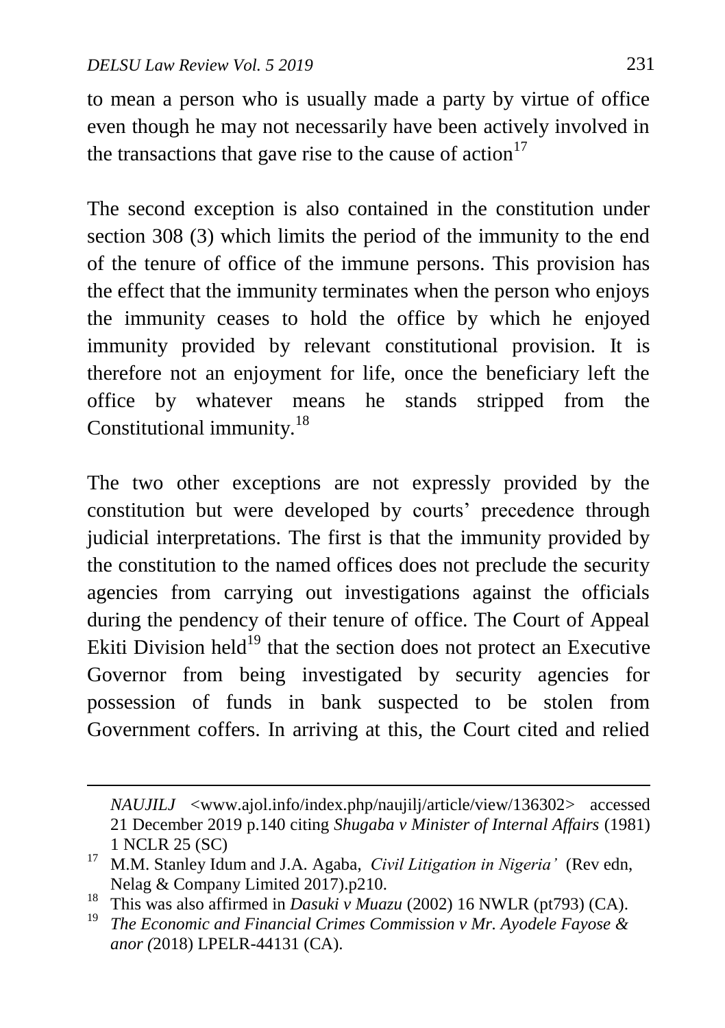to mean a person who is usually made a party by virtue of office even though he may not necessarily have been actively involved in the transactions that gave rise to the cause of action[17]

The second exception is also contained in the constitution under section 308 (3) which limits the period of the immunity to the end of the tenure of office of the immune persons. This provision has the effect that the immunity terminates when the person who enjoys the immunity ceases to hold the office by which he enjoyed immunity provided by relevant constitutional provision. It is therefore not an enjoyment for life, once the beneficiary left the office by whatever means he stands stripped from the Constitutional immunity.[18]

The two other exceptions are not expressly provided by the constitution but were developed by courts' precedence through judicial interpretations. The first is that the immunity provided by the constitution to the named offices does not preclude the security agencies from carrying out investigations against the officials during the pendency of their tenure of office. The Court of Appeal Ekiti Division held[19] that the section does not protect an Executive Governor from being investigated by security agencies for possession of funds in bank suspected to be stolen from Government coffers. In arriving at this, the Court cited and relied

---

*NAUJILJ* <www.ajol.info/index.php/naujilj/article/view/136302> accessed 21 December 2019 p.140 citing *Shugaba v Minister of Internal Affairs* (1981) 1 NCLR 25 (SC)

[17] M.M. Stanley Idum and J.A. Agaba, *Civil Litigation in Nigeria'* (Rev edn, Nelag & Company Limited 2017).p210.

[18] This was also affirmed in *Dasuki v Muazu* (2002) 16 NWLR (pt793) (CA).

[19] *The Economic and Financial Crimes Commission v Mr. Ayodele Fayose & anor (*2018) LPELR-44131 (CA).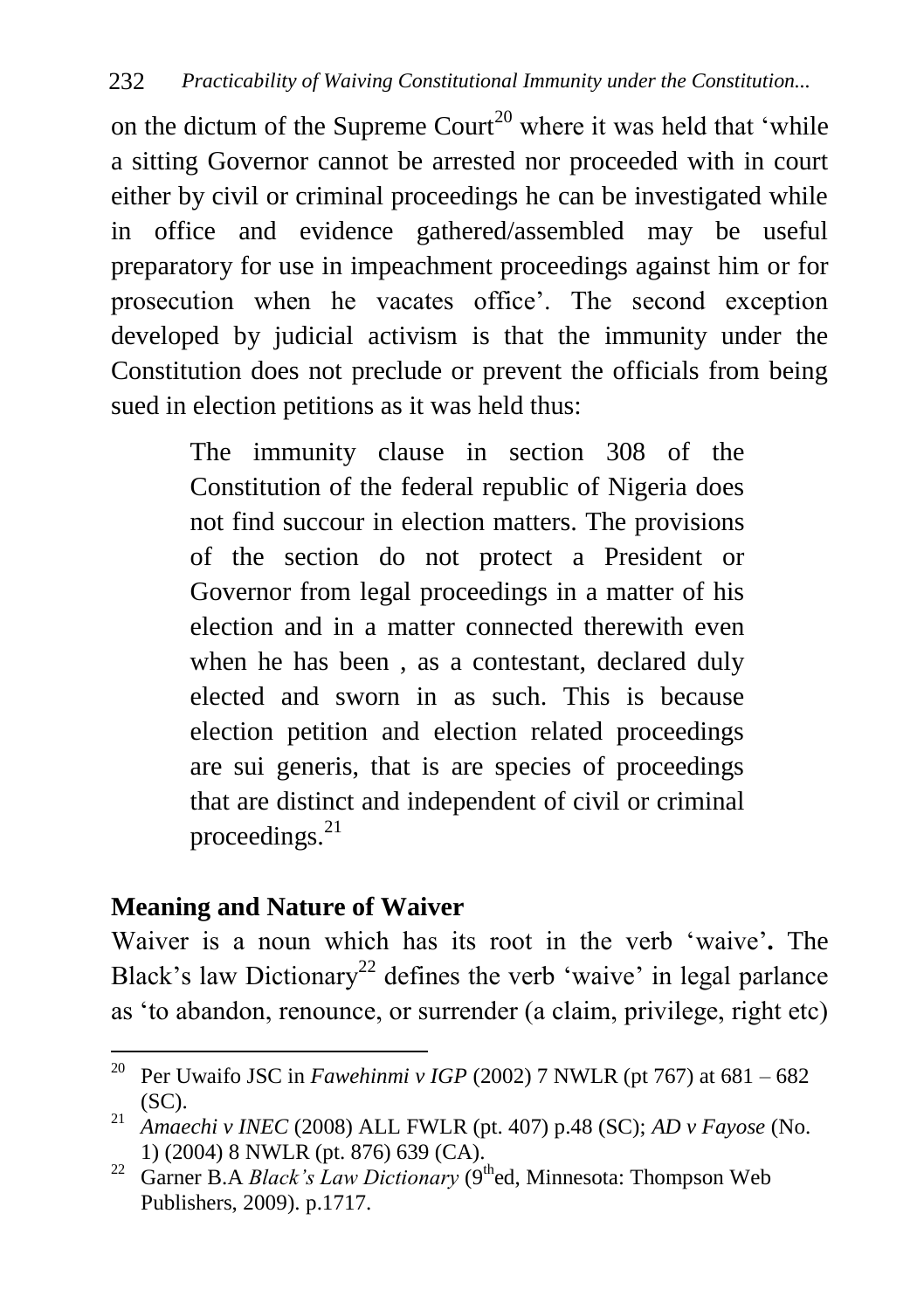on the dictum of the Supreme Court[20] where it was held that 'while a sitting Governor cannot be arrested nor proceeded with in court either by civil or criminal proceedings he can be investigated while in office and evidence gathered/assembled may be useful preparatory for use in impeachment proceedings against him or for prosecution when he vacates office'. The second exception developed by judicial activism is that the immunity under the Constitution does not preclude or prevent the officials from being sued in election petitions as it was held thus:

> The immunity clause in section 308 of the Constitution of the federal republic of Nigeria does not find succour in election matters. The provisions of the section do not protect a President or Governor from legal proceedings in a matter of his election and in a matter connected therewith even when he has been , as a contestant, declared duly elected and sworn in as such. This is because election petition and election related proceedings are sui generis, that is are species of proceedings that are distinct and independent of civil or criminal proceedings.[21]

## Meaning and Nature of Waiver

Waiver is a noun which has its root in the verb 'waive'**.** The Black's law Dictionary[22] defines the verb 'waive' in legal parlance as 'to abandon, renounce, or surrender (a claim, privilege, right etc)

---

[20] Per Uwaifo JSC in *Fawehinmi v IGP* (2002) 7 NWLR (pt 767) at 681 – 682 (SC).

[21] *Amaechi v INEC* (2008) ALL FWLR (pt. 407) p.48 (SC); *AD v Fayose* (No. 1) (2004) 8 NWLR (pt. 876) 639 (CA).

[22] Garner B.A *Black's Law Dictionary* (9[th]ed, Minnesota: Thompson Web Publishers, 2009). p.1717.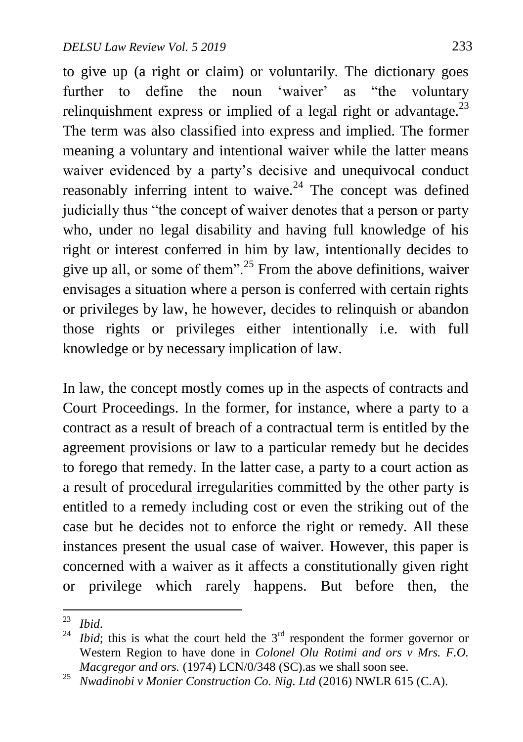to give up (a right or claim) or voluntarily. The dictionary goes further to define the noun 'waiver' as "the voluntary relinquishment express or implied of a legal right or advantage.[23] The term was also classified into express and implied. The former meaning a voluntary and intentional waiver while the latter means waiver evidenced by a party's decisive and unequivocal conduct reasonably inferring intent to waive.[24] The concept was defined judicially thus "the concept of waiver denotes that a person or party who, under no legal disability and having full knowledge of his right or interest conferred in him by law, intentionally decides to give up all, or some of them".[25] From the above definitions, waiver envisages a situation where a person is conferred with certain rights or privileges by law, he however, decides to relinquish or abandon those rights or privileges either intentionally i.e. with full knowledge or by necessary implication of law.

In law, the concept mostly comes up in the aspects of contracts and Court Proceedings. In the former, for instance, where a party to a contract as a result of breach of a contractual term is entitled by the agreement provisions or law to a particular remedy but he decides to forego that remedy. In the latter case, a party to a court action as a result of procedural irregularities committed by the other party is entitled to a remedy including cost or even the striking out of the case but he decides not to enforce the right or remedy. All these instances present the usual case of waiver. However, this paper is concerned with a waiver as it affects a constitutionally given right or privilege which rarely happens. But before then, the

---

[23] *Ibid*.

[24] *Ibid*; this is what the court held the 3rd respondent the former governor or Western Region to have done in *Colonel Olu Rotimi and ors v Mrs. F.O. Macgregor and ors.* (1974) LCN/0/348 (SC).as we shall soon see.

[25] *Nwadinobi v Monier Construction Co. Nig. Ltd* (2016) NWLR 615 (C.A).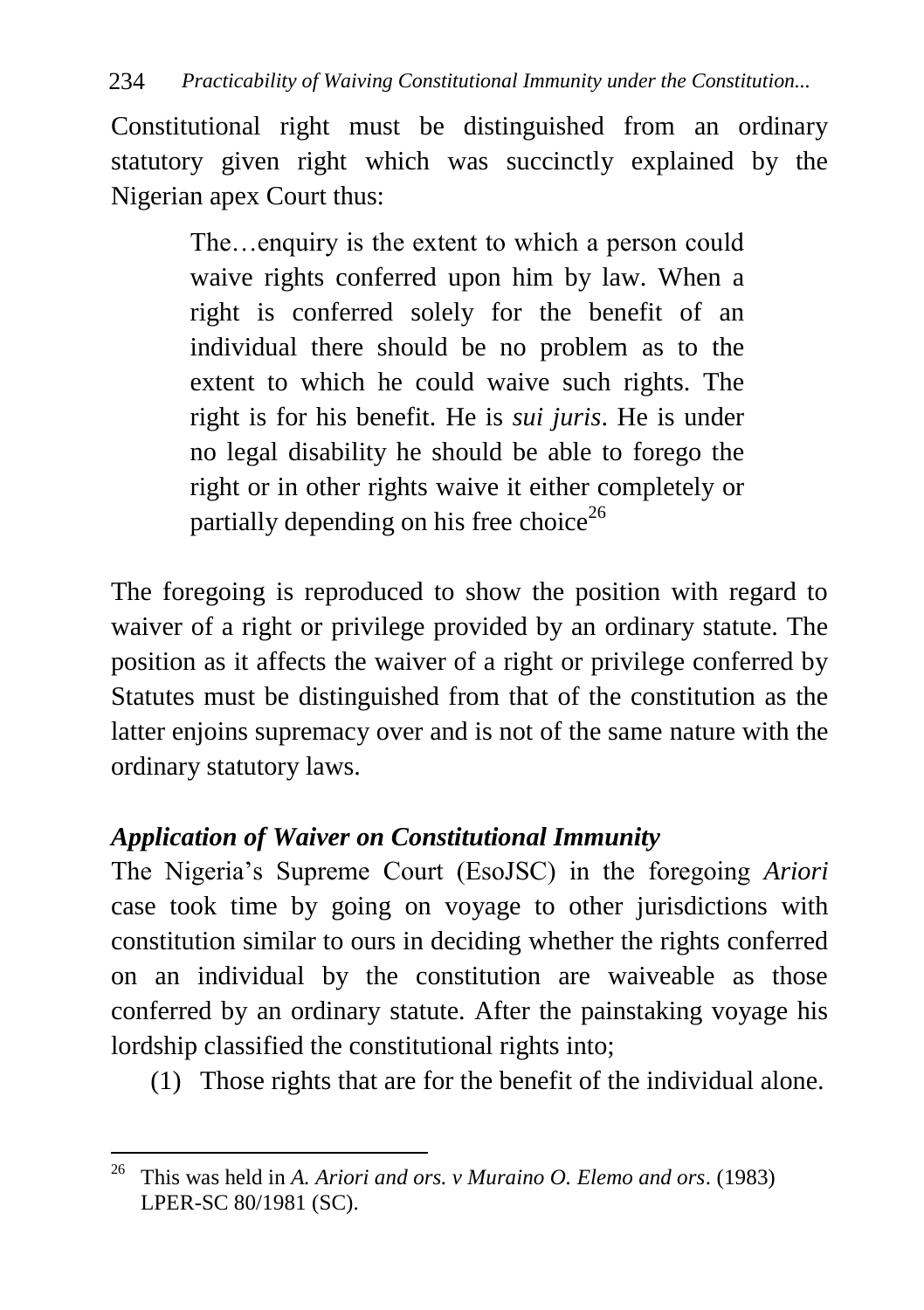Constitutional right must be distinguished from an ordinary statutory given right which was succinctly explained by the Nigerian apex Court thus:

> The…enquiry is the extent to which a person could waive rights conferred upon him by law. When a right is conferred solely for the benefit of an individual there should be no problem as to the extent to which he could waive such rights. The right is for his benefit. He is *sui juris*. He is under no legal disability he should be able to forego the right or in other rights waive it either completely or partially depending on his free choice[26]

The foregoing is reproduced to show the position with regard to waiver of a right or privilege provided by an ordinary statute. The position as it affects the waiver of a right or privilege conferred by Statutes must be distinguished from that of the constitution as the latter enjoins supremacy over and is not of the same nature with the ordinary statutory laws.

### *Application of Waiver on Constitutional Immunity*

The Nigeria's Supreme Court (EsoJSC) in the foregoing *Ariori* case took time by going on voyage to other jurisdictions with constitution similar to ours in deciding whether the rights conferred on an individual by the constitution are waiveable as those conferred by an ordinary statute. After the painstaking voyage his lordship classified the constitutional rights into;

(1) Those rights that are for the benefit of the individual alone.

---

[26] This was held in *A. Ariori and ors. v Muraino O. Elemo and ors*. (1983) LPER-SC 80/1981 (SC).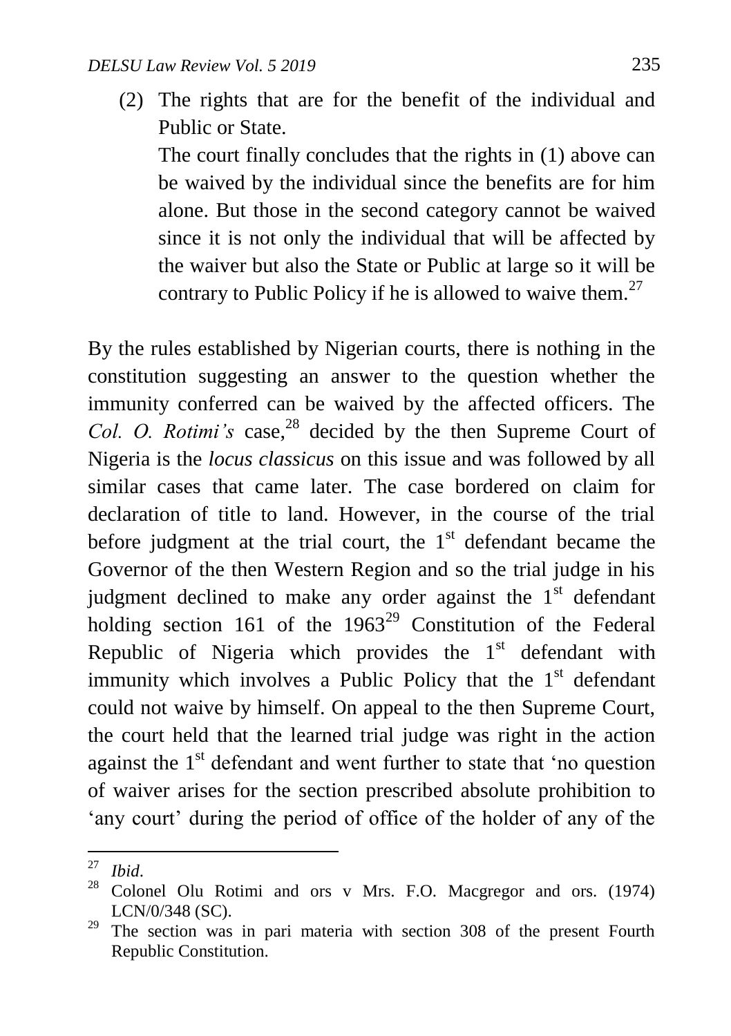(2) The rights that are for the benefit of the individual and Public or State.

The court finally concludes that the rights in (1) above can be waived by the individual since the benefits are for him alone. But those in the second category cannot be waived since it is not only the individual that will be affected by the waiver but also the State or Public at large so it will be contrary to Public Policy if he is allowed to waive them.[27]

By the rules established by Nigerian courts, there is nothing in the constitution suggesting an answer to the question whether the immunity conferred can be waived by the affected officers. The *Col. O. Rotimi's* case,[28] decided by the then Supreme Court of Nigeria is the *locus classicus* on this issue and was followed by all similar cases that came later. The case bordered on claim for declaration of title to land. However, in the course of the trial before judgment at the trial court, the 1st defendant became the Governor of the then Western Region and so the trial judge in his judgment declined to make any order against the 1st defendant holding section 161 of the 1963[29] Constitution of the Federal Republic of Nigeria which provides the 1st defendant with immunity which involves a Public Policy that the 1st defendant could not waive by himself. On appeal to the then Supreme Court, the court held that the learned trial judge was right in the action against the 1st defendant and went further to state that 'no question of waiver arises for the section prescribed absolute prohibition to 'any court' during the period of office of the holder of any of the

---

[27] *Ibid*.

[28] Colonel Olu Rotimi and ors v Mrs. F.O. Macgregor and ors. (1974) LCN/0/348 (SC).

[29] The section was in pari materia with section 308 of the present Fourth Republic Constitution.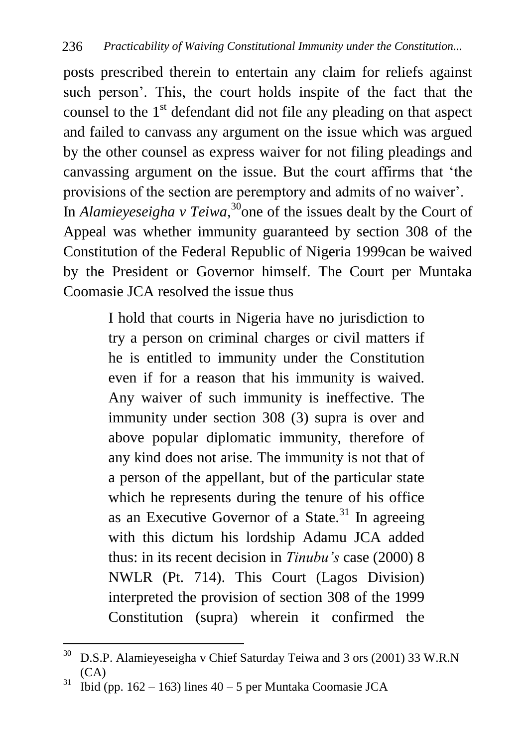posts prescribed therein to entertain any claim for reliefs against such person'. This, the court holds inspite of the fact that the counsel to the 1st defendant did not file any pleading on that aspect and failed to canvass any argument on the issue which was argued by the other counsel as express waiver for not filing pleadings and canvassing argument on the issue. But the court affirms that 'the provisions of the section are peremptory and admits of no waiver'.

In *Alamieyeseigha v Teiwa,*[30]one of the issues dealt by the Court of Appeal was whether immunity guaranteed by section 308 of the Constitution of the Federal Republic of Nigeria 1999can be waived by the President or Governor himself. The Court per Muntaka Coomasie JCA resolved the issue thus

> I hold that courts in Nigeria have no jurisdiction to try a person on criminal charges or civil matters if he is entitled to immunity under the Constitution even if for a reason that his immunity is waived. Any waiver of such immunity is ineffective. The immunity under section 308 (3) supra is over and above popular diplomatic immunity, therefore of any kind does not arise. The immunity is not that of a person of the appellant, but of the particular state which he represents during the tenure of his office as an Executive Governor of a State.[31] In agreeing with this dictum his lordship Adamu JCA added thus: in its recent decision in *Tinubu's* case (2000) 8 NWLR (Pt. 714). This Court (Lagos Division) interpreted the provision of section 308 of the 1999 Constitution (supra) wherein it confirmed the

---

[30] D.S.P. Alamieyeseigha v Chief Saturday Teiwa and 3 ors (2001) 33 W.R.N (CA)

[31] Ibid (pp. 162 – 163) lines 40 – 5 per Muntaka Coomasie JCA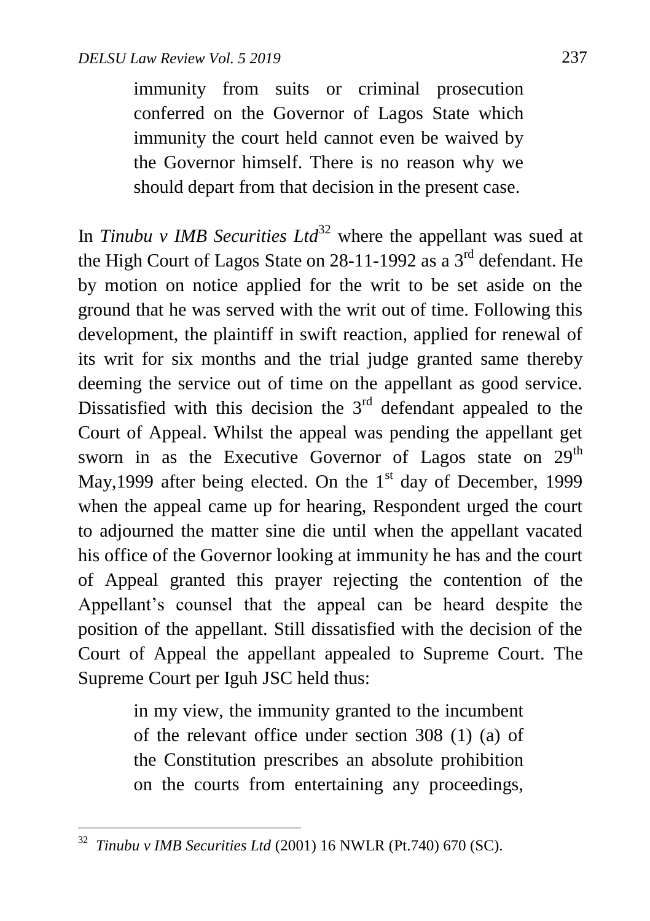> immunity from suits or criminal prosecution conferred on the Governor of Lagos State which immunity the court held cannot even be waived by the Governor himself. There is no reason why we should depart from that decision in the present case.

In *Tinubu v IMB Securities Ltd*[32] where the appellant was sued at the High Court of Lagos State on 28-11-1992 as a 3rd defendant. He by motion on notice applied for the writ to be set aside on the ground that he was served with the writ out of time. Following this development, the plaintiff in swift reaction, applied for renewal of its writ for six months and the trial judge granted same thereby deeming the service out of time on the appellant as good service. Dissatisfied with this decision the 3rd defendant appealed to the Court of Appeal. Whilst the appeal was pending the appellant get sworn in as the Executive Governor of Lagos state on 29th May,1999 after being elected. On the 1st day of December, 1999 when the appeal came up for hearing, Respondent urged the court to adjourned the matter sine die until when the appellant vacated his office of the Governor looking at immunity he has and the court of Appeal granted this prayer rejecting the contention of the Appellant's counsel that the appeal can be heard despite the position of the appellant. Still dissatisfied with the decision of the Court of Appeal the appellant appealed to Supreme Court. The Supreme Court per Iguh JSC held thus:

> in my view, the immunity granted to the incumbent of the relevant office under section 308 (1) (a) of the Constitution prescribes an absolute prohibition on the courts from entertaining any proceedings,

---

[32] *Tinubu v IMB Securities Ltd* (2001) 16 NWLR (Pt.740) 670 (SC).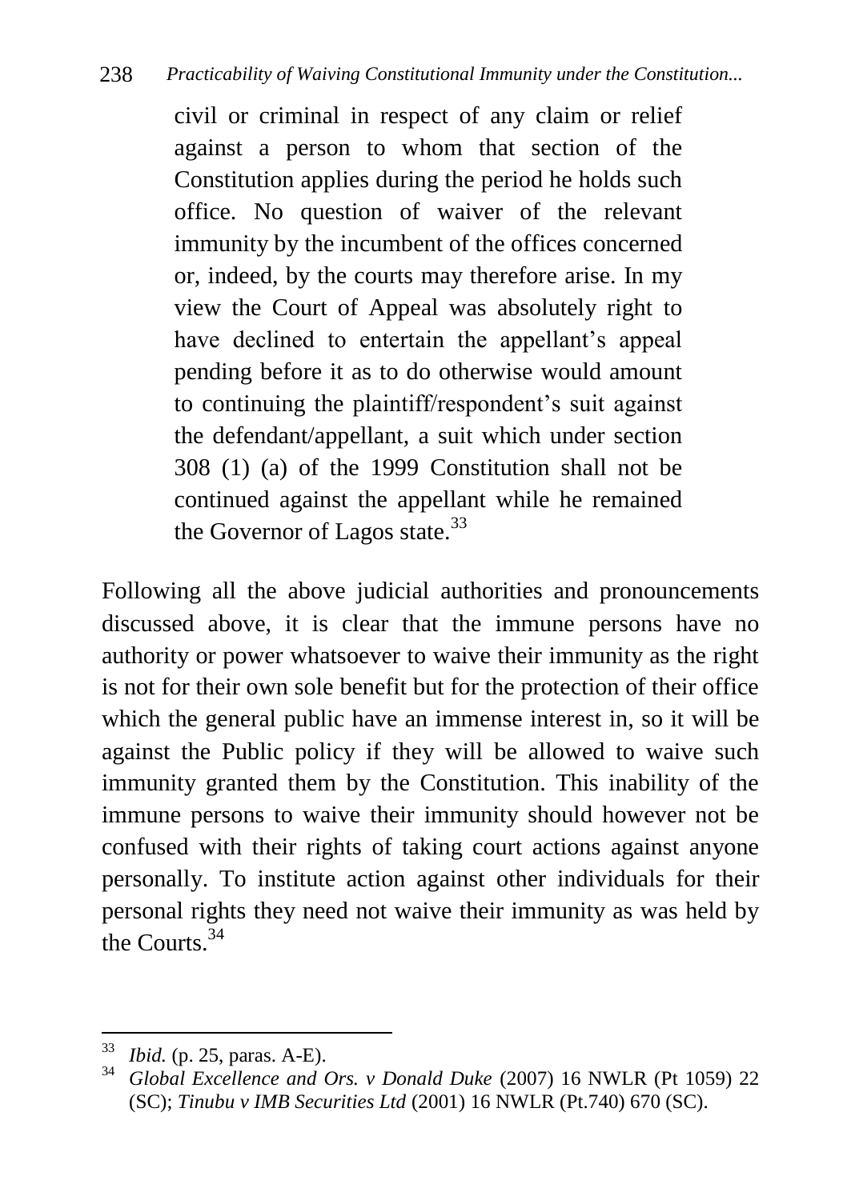> civil or criminal in respect of any claim or relief against a person to whom that section of the Constitution applies during the period he holds such office. No question of waiver of the relevant immunity by the incumbent of the offices concerned or, indeed, by the courts may therefore arise. In my view the Court of Appeal was absolutely right to have declined to entertain the appellant's appeal pending before it as to do otherwise would amount to continuing the plaintiff/respondent's suit against the defendant/appellant, a suit which under section 308 (1) (a) of the 1999 Constitution shall not be continued against the appellant while he remained the Governor of Lagos state.[33]

Following all the above judicial authorities and pronouncements discussed above, it is clear that the immune persons have no authority or power whatsoever to waive their immunity as the right is not for their own sole benefit but for the protection of their office which the general public have an immense interest in, so it will be against the Public policy if they will be allowed to waive such immunity granted them by the Constitution. This inability of the immune persons to waive their immunity should however not be confused with their rights of taking court actions against anyone personally. To institute action against other individuals for their personal rights they need not waive their immunity as was held by the Courts.[34]

---

[33] *Ibid.* (p. 25, paras. A-E).

[34] *Global Excellence and Ors. v Donald Duke* (2007) 16 NWLR (Pt 1059) 22 (SC); *Tinubu v IMB Securities Ltd* (2001) 16 NWLR (Pt.740) 670 (SC).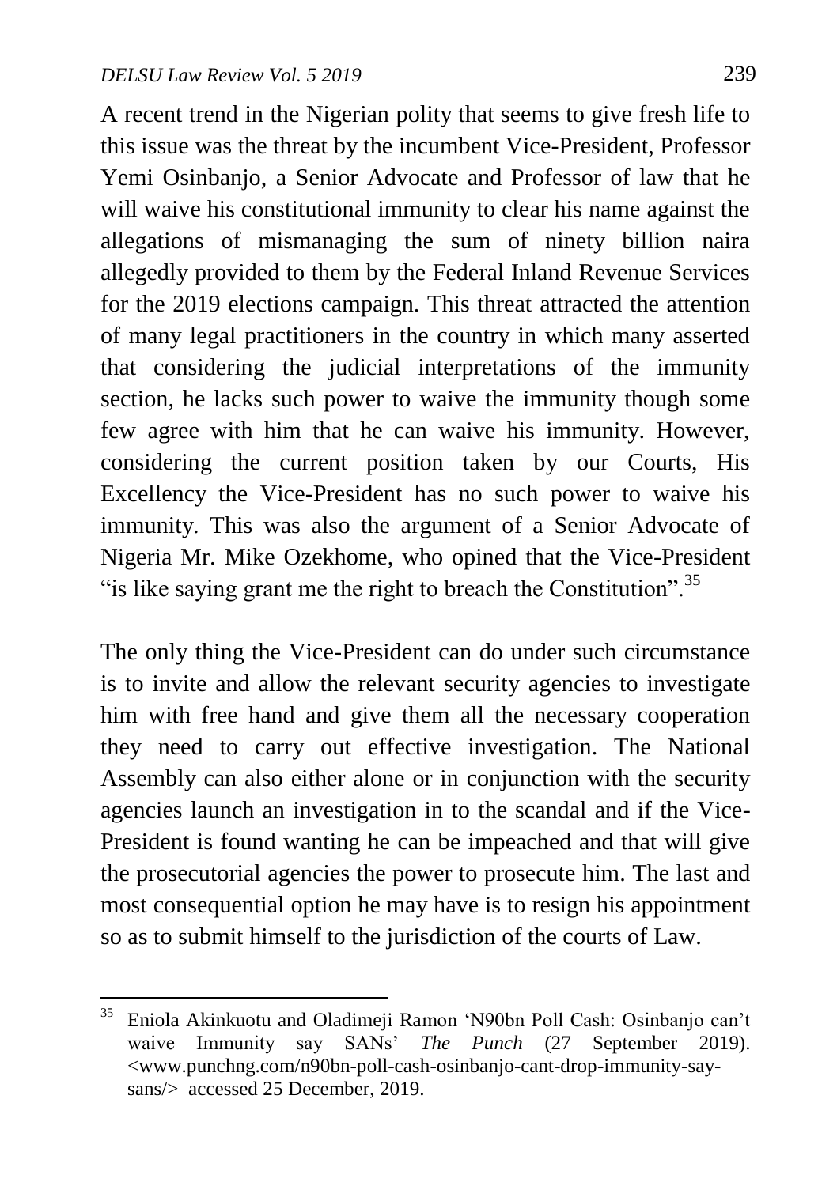A recent trend in the Nigerian polity that seems to give fresh life to this issue was the threat by the incumbent Vice-President, Professor Yemi Osinbanjo, a Senior Advocate and Professor of law that he will waive his constitutional immunity to clear his name against the allegations of mismanaging the sum of ninety billion naira allegedly provided to them by the Federal Inland Revenue Services for the 2019 elections campaign. This threat attracted the attention of many legal practitioners in the country in which many asserted that considering the judicial interpretations of the immunity section, he lacks such power to waive the immunity though some few agree with him that he can waive his immunity. However, considering the current position taken by our Courts, His Excellency the Vice-President has no such power to waive his immunity. This was also the argument of a Senior Advocate of Nigeria Mr. Mike Ozekhome, who opined that the Vice-President "is like saying grant me the right to breach the Constitution".[35]

The only thing the Vice-President can do under such circumstance is to invite and allow the relevant security agencies to investigate him with free hand and give them all the necessary cooperation they need to carry out effective investigation. The National Assembly can also either alone or in conjunction with the security agencies launch an investigation in to the scandal and if the Vice-President is found wanting he can be impeached and that will give the prosecutorial agencies the power to prosecute him. The last and most consequential option he may have is to resign his appointment so as to submit himself to the jurisdiction of the courts of Law.

---

[35] Eniola Akinkuotu and Oladimeji Ramon 'N90bn Poll Cash: Osinbanjo can't waive Immunity say SANs' *The Punch* (27 September 2019). <www.punchng.com/n90bn-poll-cash-osinbanjo-cant-drop-immunity-say-sans/> accessed 25 December, 2019.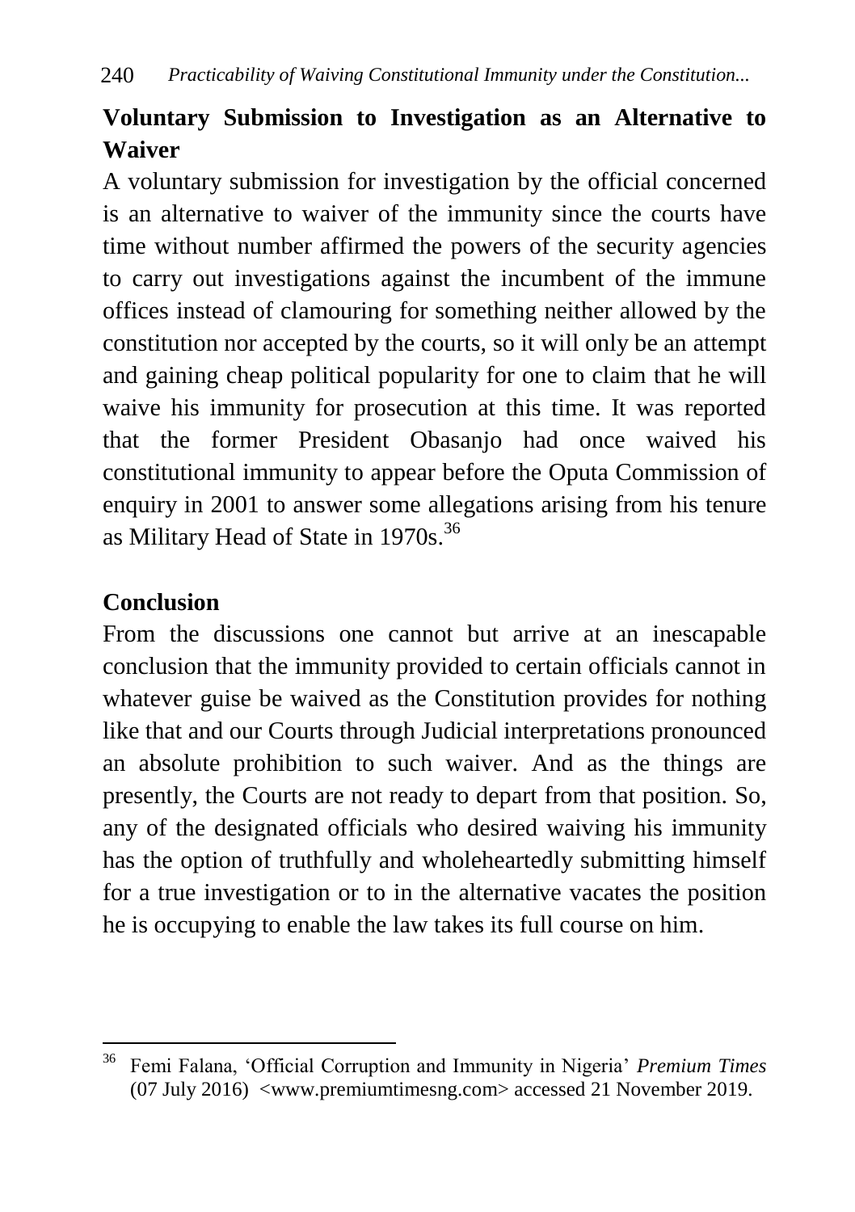## Voluntary Submission to Investigation as an Alternative to Waiver

A voluntary submission for investigation by the official concerned is an alternative to waiver of the immunity since the courts have time without number affirmed the powers of the security agencies to carry out investigations against the incumbent of the immune offices instead of clamouring for something neither allowed by the constitution nor accepted by the courts, so it will only be an attempt and gaining cheap political popularity for one to claim that he will waive his immunity for prosecution at this time. It was reported that the former President Obasanjo had once waived his constitutional immunity to appear before the Oputa Commission of enquiry in 2001 to answer some allegations arising from his tenure as Military Head of State in 1970s.[36]

## Conclusion

From the discussions one cannot but arrive at an inescapable conclusion that the immunity provided to certain officials cannot in whatever guise be waived as the Constitution provides for nothing like that and our Courts through Judicial interpretations pronounced an absolute prohibition to such waiver. And as the things are presently, the Courts are not ready to depart from that position. So, any of the designated officials who desired waiving his immunity has the option of truthfully and wholeheartedly submitting himself for a true investigation or to in the alternative vacates the position he is occupying to enable the law takes its full course on him.

---

[36] Femi Falana, 'Official Corruption and Immunity in Nigeria' *Premium Times* (07 July 2016) <www.premiumtimesng.com> accessed 21 November 2019.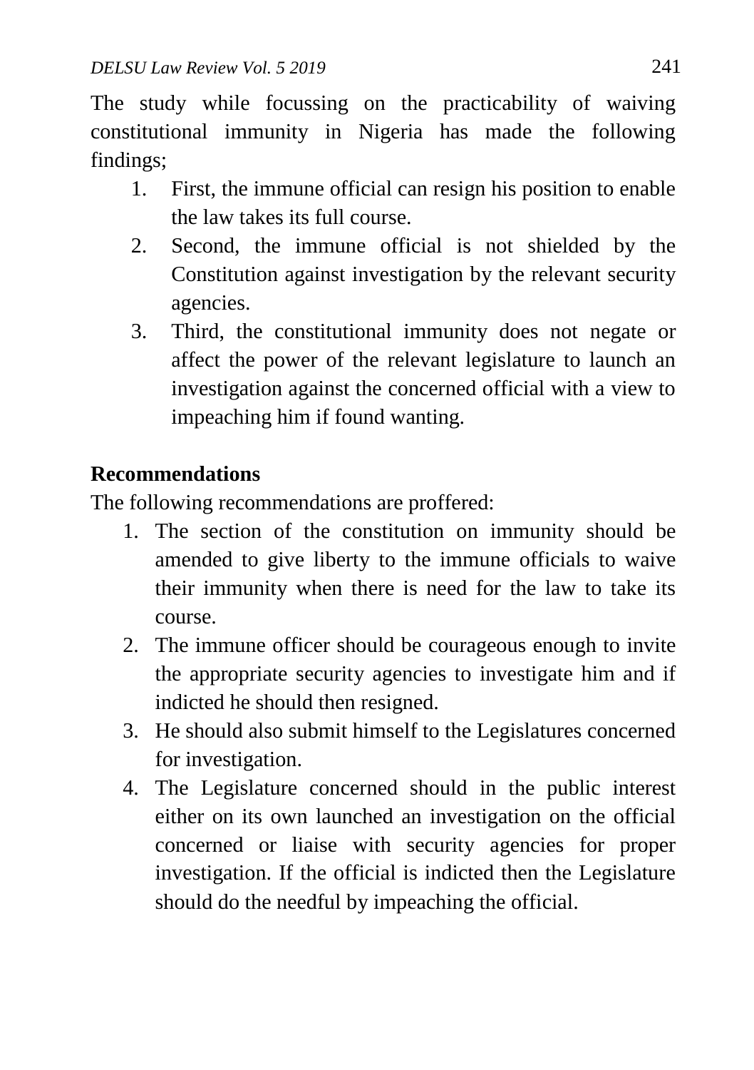The study while focussing on the practicability of waiving constitutional immunity in Nigeria has made the following findings;

1. First, the immune official can resign his position to enable the law takes its full course.
2. Second, the immune official is not shielded by the Constitution against investigation by the relevant security agencies.
3. Third, the constitutional immunity does not negate or affect the power of the relevant legislature to launch an investigation against the concerned official with a view to impeaching him if found wanting.

**Recommendations**

The following recommendations are proffered:

1. The section of the constitution on immunity should be amended to give liberty to the immune officials to waive their immunity when there is need for the law to take its course.
2. The immune officer should be courageous enough to invite the appropriate security agencies to investigate him and if indicted he should then resigned.
3. He should also submit himself to the Legislatures concerned for investigation.
4. The Legislature concerned should in the public interest either on its own launched an investigation on the official concerned or liaise with security agencies for proper investigation. If the official is indicted then the Legislature should do the needful by impeaching the official.